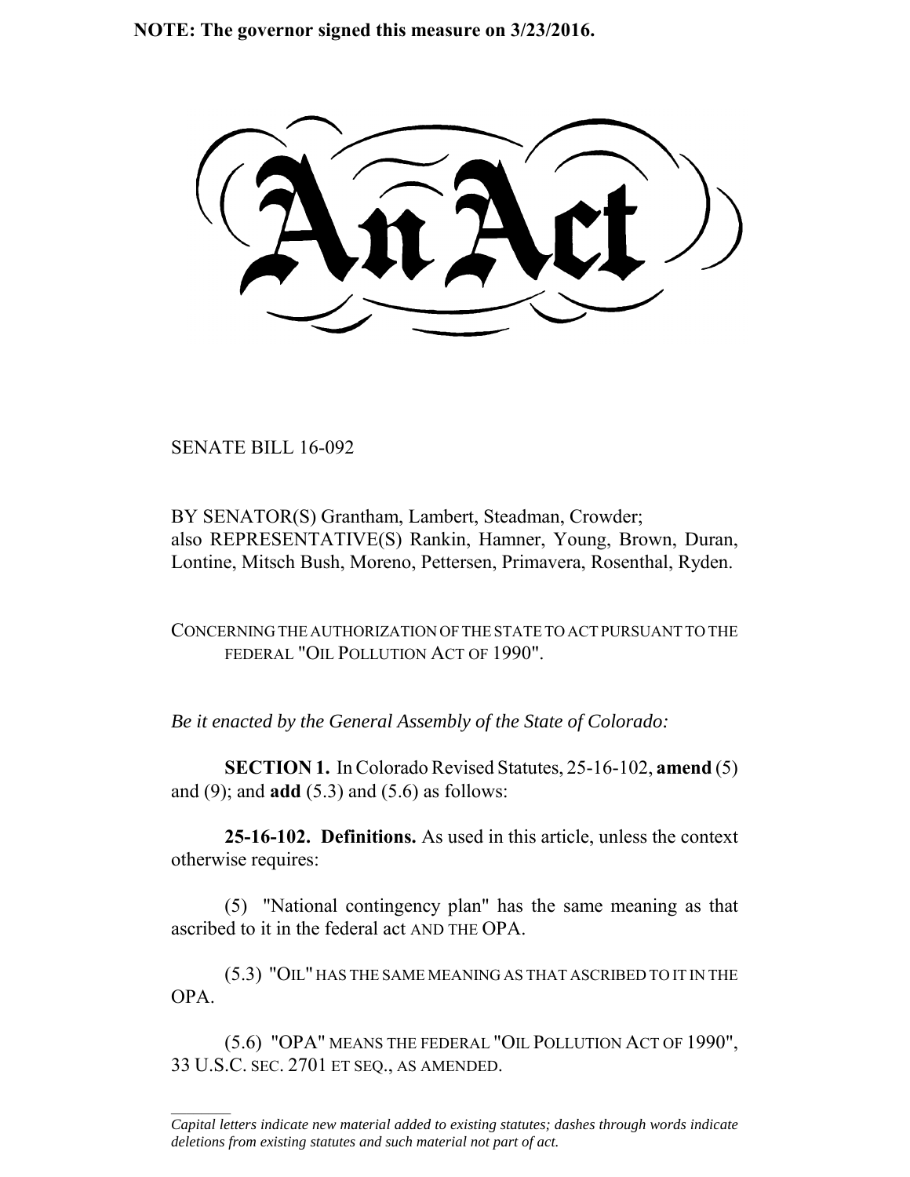**NOTE: The governor signed this measure on 3/23/2016.**

# An Act

SENATE BILL 16-092

BY SENATOR(S) Grantham, Lambert, Steadman, Crowder;
also REPRESENTATIVE(S) Rankin, Hamner, Young, Brown, Duran, Lontine, Mitsch Bush, Moreno, Pettersen, Primavera, Rosenthal, Ryden.

CONCERNING THE AUTHORIZATION OF THE STATE TO ACT PURSUANT TO THE FEDERAL "OIL POLLUTION ACT OF 1990".

*Be it enacted by the General Assembly of the State of Colorado:*

**SECTION 1.** In Colorado Revised Statutes, 25-16-102, **amend** (5) and (9); and **add** (5.3) and (5.6) as follows:

**25-16-102. Definitions.** As used in this article, unless the context otherwise requires:

(5) "National contingency plan" has the same meaning as that ascribed to it in the federal act AND THE OPA.

(5.3) "OIL" HAS THE SAME MEANING AS THAT ASCRIBED TO IT IN THE OPA.

(5.6) "OPA" MEANS THE FEDERAL "OIL POLLUTION ACT OF 1990", 33 U.S.C. SEC. 2701 ET SEQ., AS AMENDED.

---

*Capital letters indicate new material added to existing statutes; dashes through words indicate deletions from existing statutes and such material not part of act.*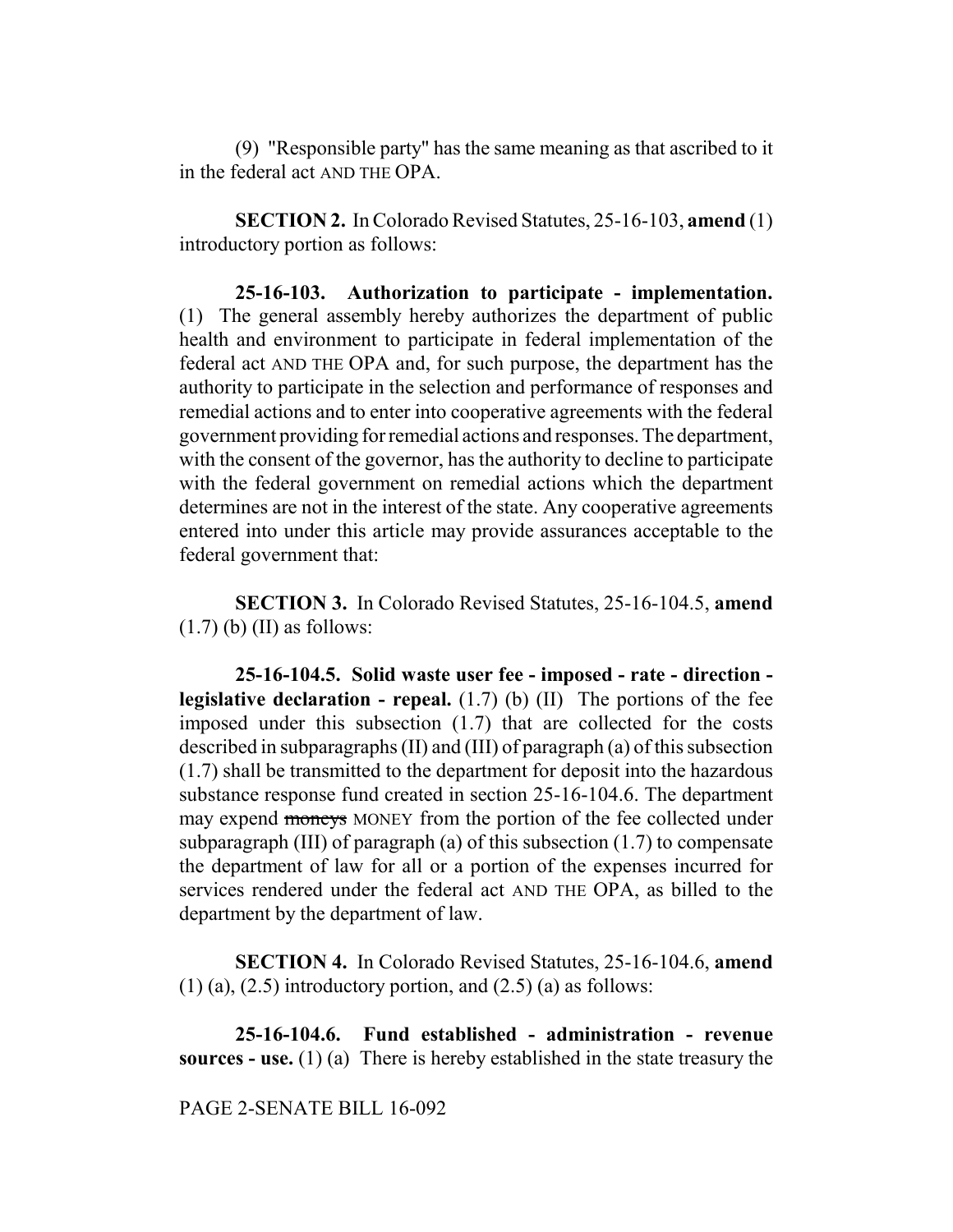(9) "Responsible party" has the same meaning as that ascribed to it in the federal act AND THE OPA.

**SECTION 2.** In Colorado Revised Statutes, 25-16-103, **amend** (1) introductory portion as follows:

**25-16-103. Authorization to participate - implementation.** (1) The general assembly hereby authorizes the department of public health and environment to participate in federal implementation of the federal act AND THE OPA and, for such purpose, the department has the authority to participate in the selection and performance of responses and remedial actions and to enter into cooperative agreements with the federal government providing for remedial actions and responses. The department, with the consent of the governor, has the authority to decline to participate with the federal government on remedial actions which the department determines are not in the interest of the state. Any cooperative agreements entered into under this article may provide assurances acceptable to the federal government that:

**SECTION 3.** In Colorado Revised Statutes, 25-16-104.5, **amend** (1.7) (b) (II) as follows:

**25-16-104.5. Solid waste user fee - imposed - rate - direction - legislative declaration - repeal.** (1.7) (b) (II) The portions of the fee imposed under this subsection (1.7) that are collected for the costs described in subparagraphs (II) and (III) of paragraph (a) of this subsection (1.7) shall be transmitted to the department for deposit into the hazardous substance response fund created in section 25-16-104.6. The department may expend ~~moneys~~ MONEY from the portion of the fee collected under subparagraph (III) of paragraph (a) of this subsection (1.7) to compensate the department of law for all or a portion of the expenses incurred for services rendered under the federal act AND THE OPA, as billed to the department by the department of law.

**SECTION 4.** In Colorado Revised Statutes, 25-16-104.6, **amend** (1) (a), (2.5) introductory portion, and (2.5) (a) as follows:

**25-16-104.6. Fund established - administration - revenue sources - use.** (1) (a) There is hereby established in the state treasury the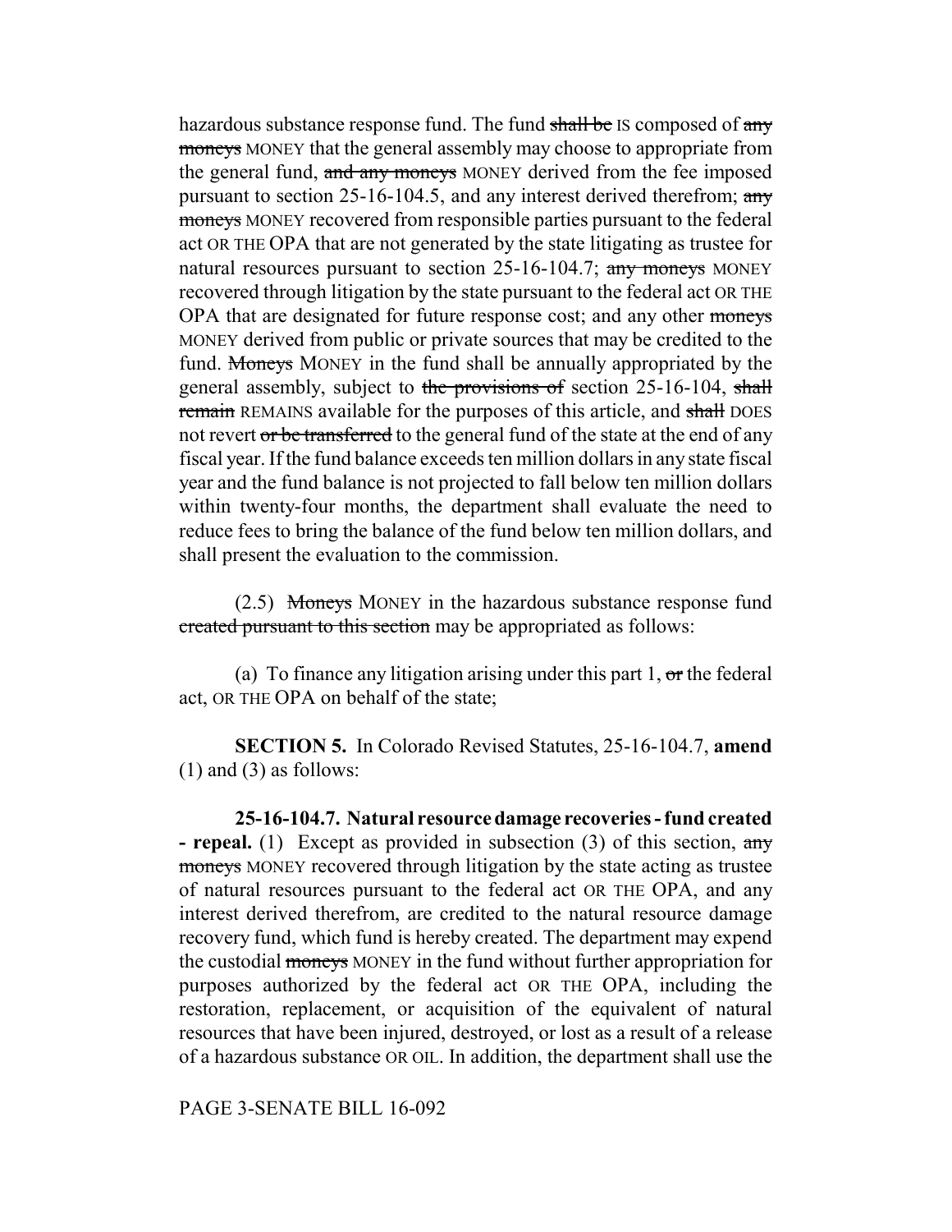hazardous substance response fund. The fund ~~shall be~~ IS composed of ~~any moneys~~ MONEY that the general assembly may choose to appropriate from the general fund, ~~and any moneys~~ MONEY derived from the fee imposed pursuant to section 25-16-104.5, and any interest derived therefrom; ~~any moneys~~ MONEY recovered from responsible parties pursuant to the federal act OR THE OPA that are not generated by the state litigating as trustee for natural resources pursuant to section 25-16-104.7; ~~any moneys~~ MONEY recovered through litigation by the state pursuant to the federal act OR THE OPA that are designated for future response cost; and any other ~~moneys~~ MONEY derived from public or private sources that may be credited to the fund. ~~Moneys~~ MONEY in the fund shall be annually appropriated by the general assembly, subject to ~~the provisions of~~ section 25-16-104, ~~shall remain~~ REMAINS available for the purposes of this article, and ~~shall~~ DOES not revert ~~or be transferred~~ to the general fund of the state at the end of any fiscal year. If the fund balance exceeds ten million dollars in any state fiscal year and the fund balance is not projected to fall below ten million dollars within twenty-four months, the department shall evaluate the need to reduce fees to bring the balance of the fund below ten million dollars, and shall present the evaluation to the commission.

(2.5) ~~Moneys~~ MONEY in the hazardous substance response fund ~~created pursuant to this section~~ may be appropriated as follows:

(a) To finance any litigation arising under this part 1, ~~or~~ the federal act, OR THE OPA on behalf of the state;

**SECTION 5.** In Colorado Revised Statutes, 25-16-104.7, **amend** (1) and (3) as follows:

**25-16-104.7. Natural resource damage recoveries - fund created - repeal.** (1) Except as provided in subsection (3) of this section, ~~any moneys~~ MONEY recovered through litigation by the state acting as trustee of natural resources pursuant to the federal act OR THE OPA, and any interest derived therefrom, are credited to the natural resource damage recovery fund, which fund is hereby created. The department may expend the custodial ~~moneys~~ MONEY in the fund without further appropriation for purposes authorized by the federal act OR THE OPA, including the restoration, replacement, or acquisition of the equivalent of natural resources that have been injured, destroyed, or lost as a result of a release of a hazardous substance OR OIL. In addition, the department shall use the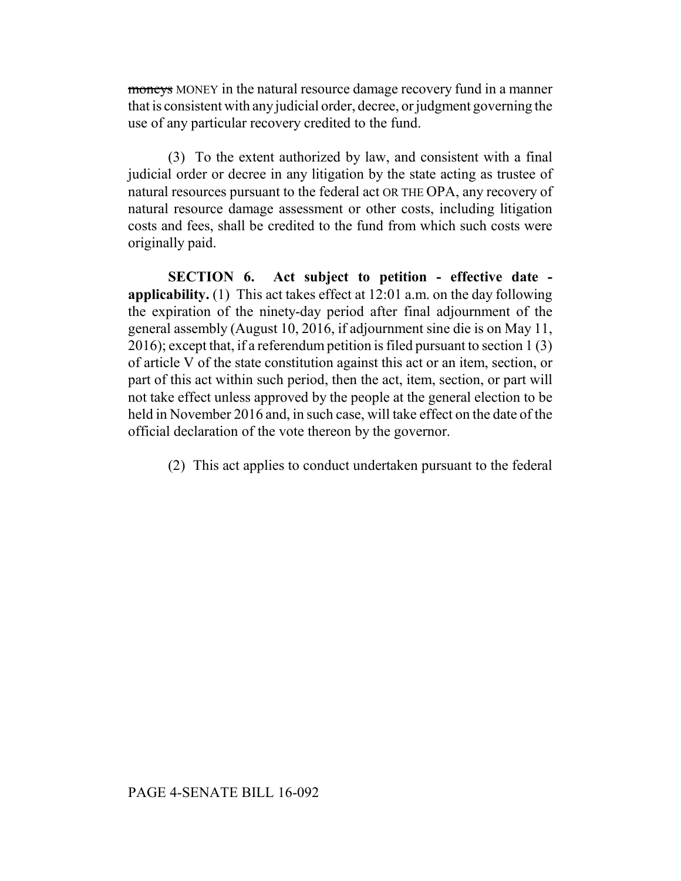~~moneys~~ MONEY in the natural resource damage recovery fund in a manner that is consistent with any judicial order, decree, or judgment governing the use of any particular recovery credited to the fund.

(3) To the extent authorized by law, and consistent with a final judicial order or decree in any litigation by the state acting as trustee of natural resources pursuant to the federal act OR THE OPA, any recovery of natural resource damage assessment or other costs, including litigation costs and fees, shall be credited to the fund from which such costs were originally paid.

**SECTION 6. Act subject to petition - effective date - applicability.** (1) This act takes effect at 12:01 a.m. on the day following the expiration of the ninety-day period after final adjournment of the general assembly (August 10, 2016, if adjournment sine die is on May 11, 2016); except that, if a referendum petition is filed pursuant to section 1 (3) of article V of the state constitution against this act or an item, section, or part of this act within such period, then the act, item, section, or part will not take effect unless approved by the people at the general election to be held in November 2016 and, in such case, will take effect on the date of the official declaration of the vote thereon by the governor.

(2) This act applies to conduct undertaken pursuant to the federal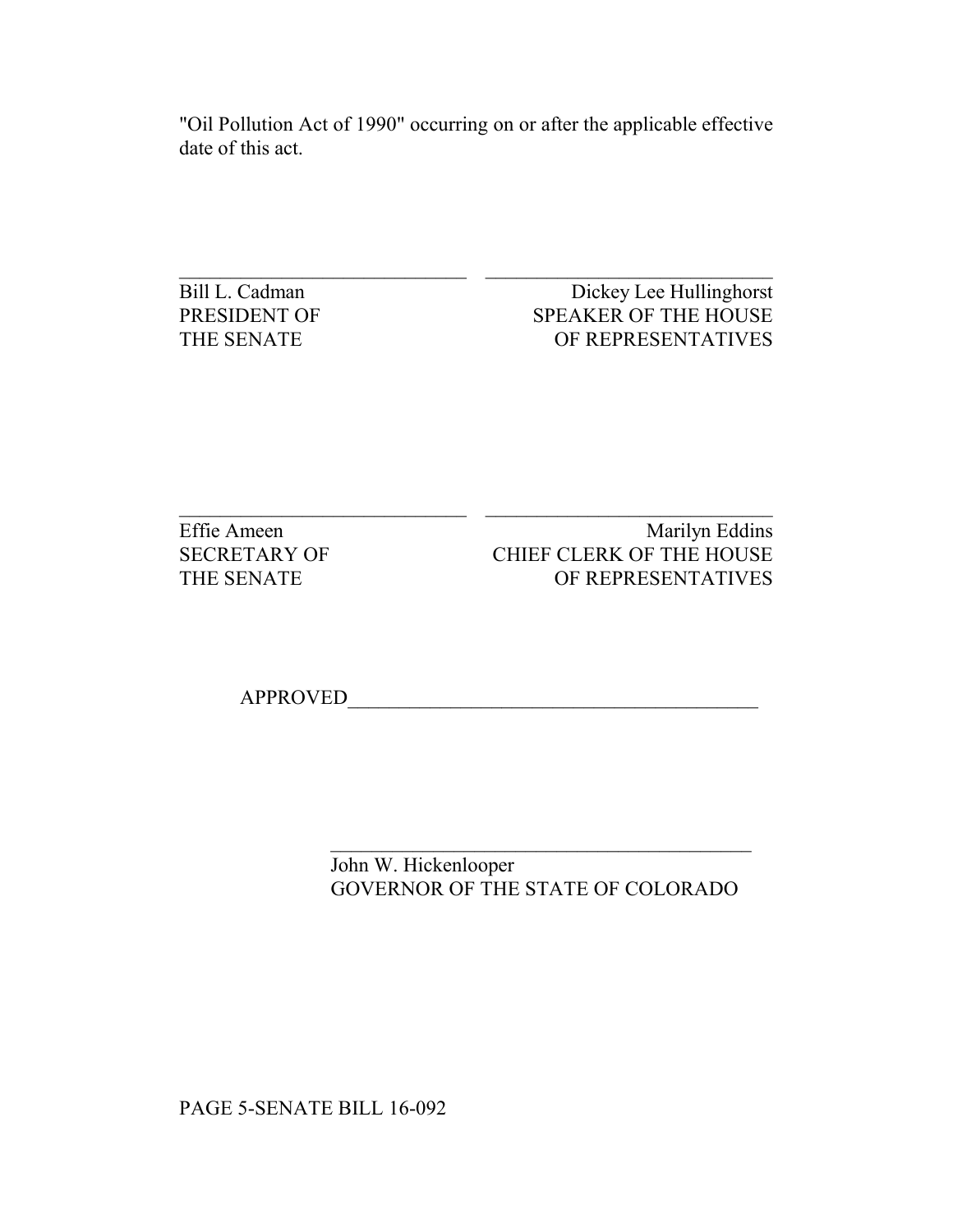"Oil Pollution Act of 1990" occurring on or after the applicable effective date of this act.

| | |
|---|---|
| ____________________________ | ____________________________ |
| Bill L. Cadman<br>PRESIDENT OF<br>THE SENATE | Dickey Lee Hullinghorst<br>SPEAKER OF THE HOUSE<br>OF REPRESENTATIVES |
| ____________________________ | ____________________________ |
| Effie Ameen<br>SECRETARY OF<br>THE SENATE | Marilyn Eddins<br>CHIEF CLERK OF THE HOUSE<br>OF REPRESENTATIVES |

APPROVED________________________________________

____________________________________________

John W. Hickenlooper
GOVERNOR OF THE STATE OF COLORADO

PAGE 5-SENATE BILL 16-092